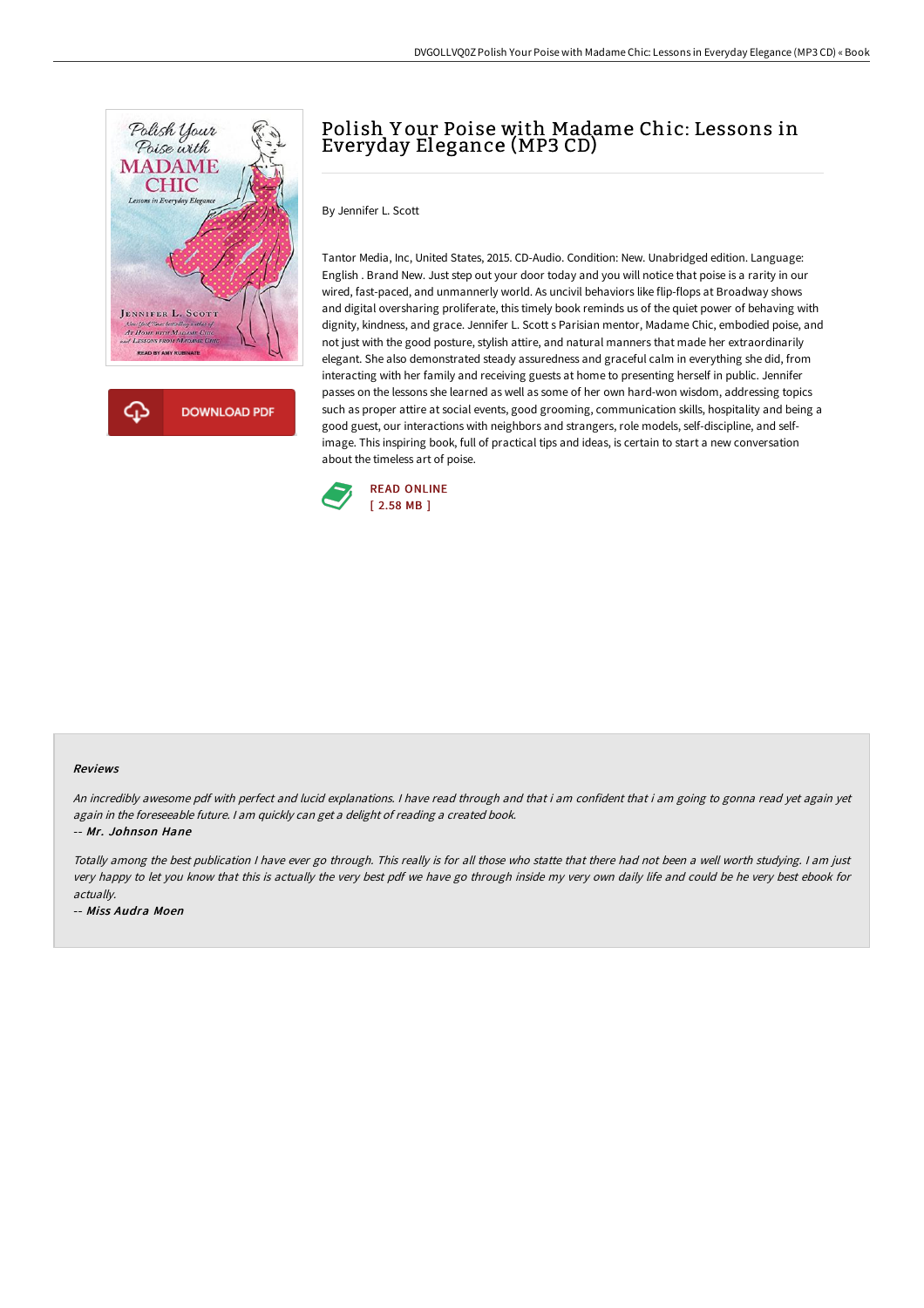# Polish Your Poise with Madame Chic: Lessons in Everyday Elegance (MP3 CD)

By Jennifer L. Scott

Tantor Media, Inc, United States, 2015. CD-Audio. Condition: New. Unabridged edition. Language: English . Brand New. Just step out your door today and you will notice that poise is a rarity in our wired, fast-paced, and unmannerly world. As uncivil behaviors like flip-flops at Broadway shows and digital oversharing proliferate, this timely book reminds us of the quiet power of behaving with dignity, kindness, and grace. Jennifer L. Scott s Parisian mentor, Madame Chic, embodied poise, and not just with the good posture, stylish attire, and natural manners that made her extraordinarily elegant. She also demonstrated steady assuredness and graceful calm in everything she did, from interacting with her family and receiving guests at home to presenting herself in public. Jennifer passes on the lessons she learned as well as some of her own hard-won wisdom, addressing topics such as proper attire at social events, good grooming, communication skills, hospitality and being a good guest, our interactions with neighbors and strangers, role models, self-discipline, and self-image. This inspiring book, full of practical tips and ideas, is certain to start a new conversation about the timeless art of poise.

READ ONLINE
[ 2.58 MB ]

DOWNLOAD PDF

### Reviews

*An incredibly awesome pdf with perfect and lucid explanations. I have read through and that i am confident that i am going to gonna read yet again yet again in the foreseeable future. I am quickly can get a delight of reading a created book.*

-- *Mr. Johnson Hane*

*Totally among the best publication I have ever go through. This really is for all those who statte that there had not been a well worth studying. I am just very happy to let you know that this is actually the very best pdf we have go through inside my very own daily life and could be he very best ebook for actually.*

-- *Miss Audra Moen*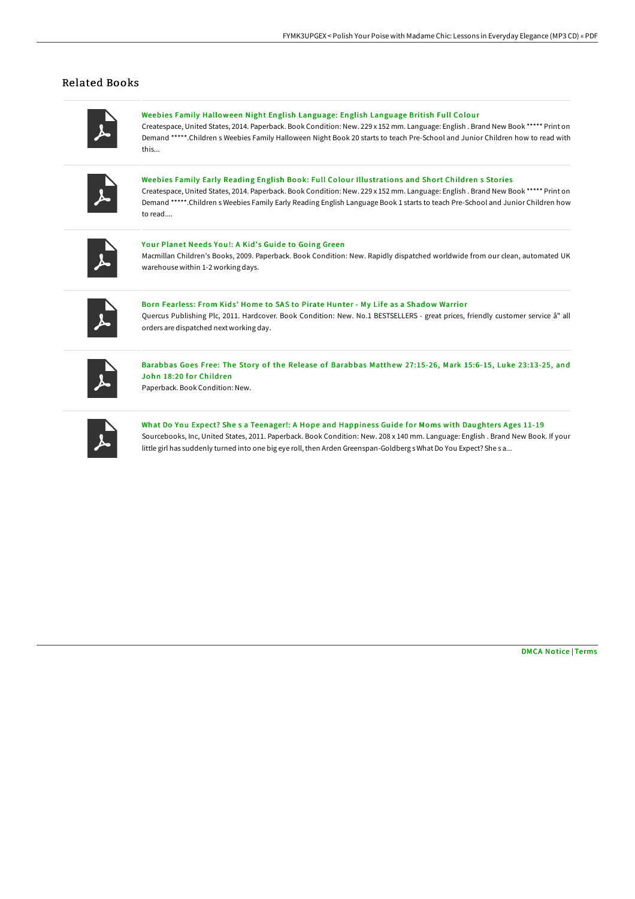## Related Books

**Weebies Family Halloween Night English Language: English Language British Full Colour**

Createspace, United States, 2014. Paperback. Book Condition: New. 229 x 152 mm. Language: English . Brand New Book ***** Print on Demand *****.Children s Weebies Family Halloween Night Book 20 starts to teach Pre-School and Junior Children how to read with this...

**Weebies Family Early Reading English Book: Full Colour Illustrations and Short Children s Stories**

Createspace, United States, 2014. Paperback. Book Condition: New. 229 x 152 mm. Language: English . Brand New Book ***** Print on Demand *****.Children s Weebies Family Early Reading English Language Book 1 starts to teach Pre-School and Junior Children how to read....

**Your Planet Needs You!: A Kid's Guide to Going Green**

Macmillan Children's Books, 2009. Paperback. Book Condition: New. Rapidly dispatched worldwide from our clean, automated UK warehouse within 1-2 working days.

**Born Fearless: From Kids' Home to SAS to Pirate Hunter - My Life as a Shadow Warrior**

Quercus Publishing Plc, 2011. Hardcover. Book Condition: New. No.1 BESTSELLERS - great prices, friendly customer service â" all orders are dispatched next working day.

**Barabbas Goes Free: The Story of the Release of Barabbas Matthew 27:15-26, Mark 15:6-15, Luke 23:13-25, and John 18:20 for Children**

Paperback. Book Condition: New.

**What Do You Expect? She s a Teenager!: A Hope and Happiness Guide for Moms with Daughters Ages 11-19**

Sourcebooks, Inc, United States, 2011. Paperback. Book Condition: New. 208 x 140 mm. Language: English . Brand New Book. If your little girl has suddenly turned into one big eye roll, then Arden Greenspan-Goldberg s What Do You Expect? She s a...

DMCA Notice | Terms